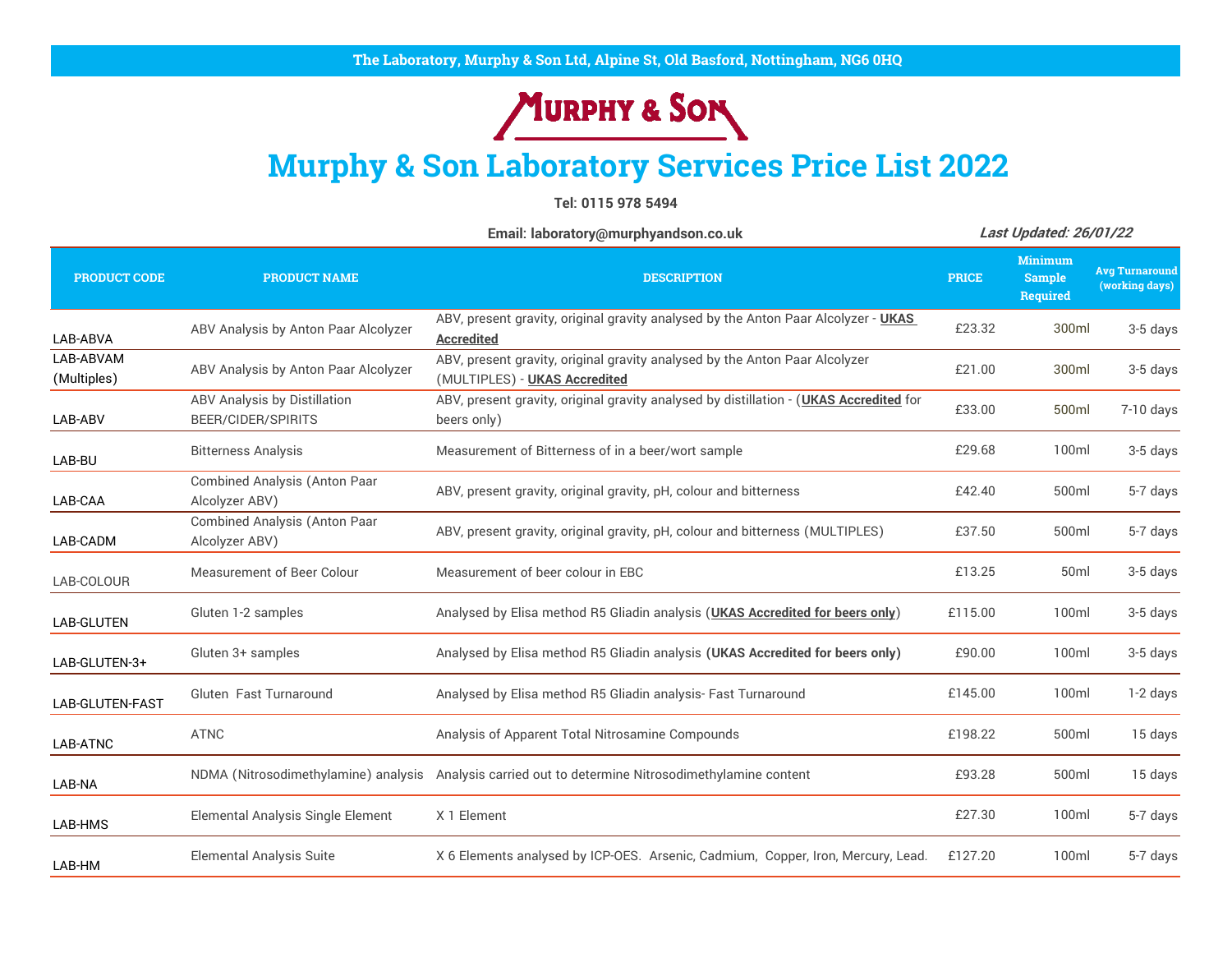The Laboratory, Murphy & Son Ltd, Alpine St, Old Basford, Nottingham, NG6 0HQ

MURPHY & SON

# Murphy & Son Laboratory Services Price List 2022

**Tel: 0115 978 5494**

**Email: laboratory@murphyandson.co.uk**

***Last Updated: 26/01/22***

| PRODUCT CODE | PRODUCT NAME | DESCRIPTION | PRICE | Minimum Sample Required | Avg Turnaround (working days) |
|---|---|---|---|---|---|
| LAB-ABVA | ABV Analysis by Anton Paar Alcolyzer | ABV, present gravity, original gravity analysed by the Anton Paar Alcolyzer - **UKAS Accredited** | £23.32 | 300ml | 3-5 days |
| LAB-ABVAM (Multiples) | ABV Analysis by Anton Paar Alcolyzer | ABV, present gravity, original gravity analysed by the Anton Paar Alcolyzer (MULTIPLES) - **UKAS Accredited** | £21.00 | 300ml | 3-5 days |
| LAB-ABV | ABV Analysis by Distillation BEER/CIDER/SPIRITS | ABV, present gravity, original gravity analysed by distillation - (**UKAS Accredited** for beers only) | £33.00 | 500ml | 7-10 days |
| LAB-BU | Bitterness Analysis | Measurement of Bitterness of in a beer/wort sample | £29.68 | 100ml | 3-5 days |
| LAB-CAA | Combined Analysis (Anton Paar Alcolyzer ABV) | ABV, present gravity, original gravity, pH, colour and bitterness | £42.40 | 500ml | 5-7 days |
| LAB-CADM | Combined Analysis (Anton Paar Alcolyzer ABV) | ABV, present gravity, original gravity, pH, colour and bitterness (MULTIPLES) | £37.50 | 500ml | 5-7 days |
| LAB-COLOUR | Measurement of Beer Colour | Measurement of beer colour in EBC | £13.25 | 50ml | 3-5 days |
| LAB-GLUTEN | Gluten 1-2 samples | Analysed by Elisa method R5 Gliadin analysis (**UKAS Accredited for beers only**) | £115.00 | 100ml | 3-5 days |
| LAB-GLUTEN-3+ | Gluten 3+ samples | Analysed by Elisa method R5 Gliadin analysis **(UKAS Accredited for beers only)** | £90.00 | 100ml | 3-5 days |
| LAB-GLUTEN-FAST | Gluten Fast Turnaround | Analysed by Elisa method R5 Gliadin analysis- Fast Turnaround | £145.00 | 100ml | 1-2 days |
| LAB-ATNC | ATNC | Analysis of Apparent Total Nitrosamine Compounds | £198.22 | 500ml | 15 days |
| LAB-NA | NDMA (Nitrosodimethylamine) analysis | Analysis carried out to determine Nitrosodimethylamine content | £93.28 | 500ml | 15 days |
| LAB-HMS | Elemental Analysis Single Element | X 1 Element | £27.30 | 100ml | 5-7 days |
| LAB-HM | Elemental Analysis Suite | X 6 Elements analysed by ICP-OES. Arsenic, Cadmium, Copper, Iron, Mercury, Lead. | £127.20 | 100ml | 5-7 days |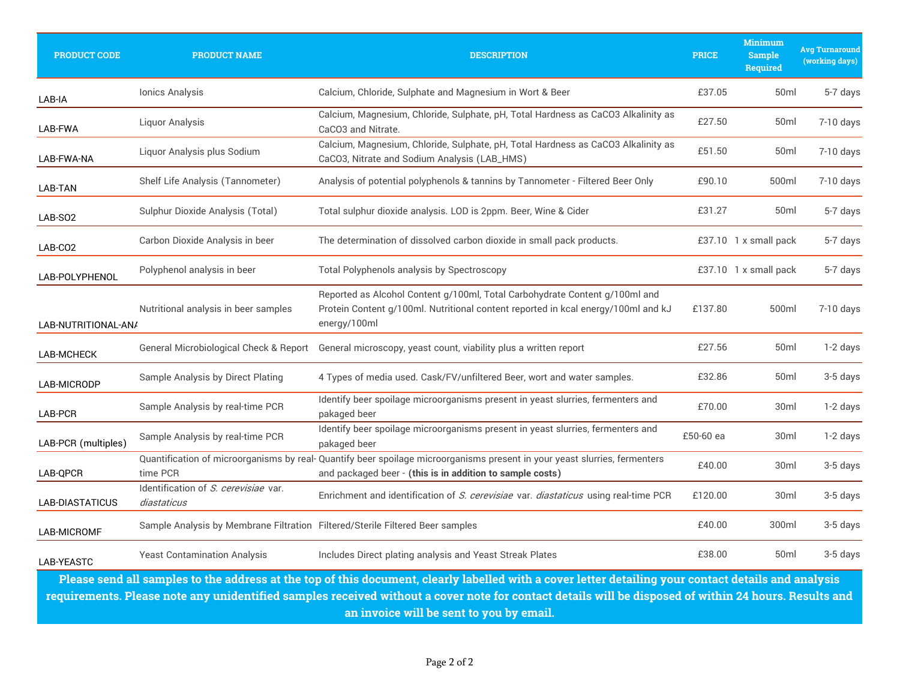| PRODUCT CODE | PRODUCT NAME | DESCRIPTION | PRICE | Minimum Sample Required | Avg Turnaround (working days) |
|---|---|---|---|---|---|
| LAB-IA | Ionics Analysis | Calcium, Chloride, Sulphate and Magnesium in Wort & Beer | £37.05 | 50ml | 5-7 days |
| LAB-FWA | Liquor Analysis | Calcium, Magnesium, Chloride, Sulphate, pH, Total Hardness as CaCO3 Alkalinity as CaCO3 and Nitrate. | £27.50 | 50ml | 7-10 days |
| LAB-FWA-NA | Liquor Analysis plus Sodium | Calcium, Magnesium, Chloride, Sulphate, pH, Total Hardness as CaCO3 Alkalinity as CaCO3, Nitrate and Sodium Analysis (LAB_HMS) | £51.50 | 50ml | 7-10 days |
| LAB-TAN | Shelf Life Analysis (Tannometer) | Analysis of potential polyphenols & tannins by Tannometer - Filtered Beer Only | £90.10 | 500ml | 7-10 days |
| LAB-SO2 | Sulphur Dioxide Analysis (Total) | Total sulphur dioxide analysis. LOD is 2ppm. Beer, Wine & Cider | £31.27 | 50ml | 5-7 days |
| LAB-CO2 | Carbon Dioxide Analysis in beer | The determination of dissolved carbon dioxide in small pack products. | £37.10 | 1 x small pack | 5-7 days |
| LAB-POLYPHENOL | Polyphenol analysis in beer | Total Polyphenols analysis by Spectroscopy | £37.10 | 1 x small pack | 5-7 days |
| LAB-NUTRITIONAL-ANA | Nutritional analysis in beer samples | Reported as Alcohol Content g/100ml, Total Carbohydrate Content g/100ml and Protein Content g/100ml. Nutritional content reported in kcal energy/100ml and kJ energy/100ml | £137.80 | 500ml | 7-10 days |
| LAB-MCHECK | General Microbiological Check & Report | General microscopy, yeast count, viability plus a written report | £27.56 | 50ml | 1-2 days |
| LAB-MICRODP | Sample Analysis by Direct Plating | 4 Types of media used. Cask/FV/unfiltered Beer, wort and water samples. | £32.86 | 50ml | 3-5 days |
| LAB-PCR | Sample Analysis by real-time PCR | Identify beer spoilage microorganisms present in yeast slurries, fermenters and pakaged beer | £70.00 | 30ml | 1-2 days |
| LAB-PCR (multiples) | Sample Analysis by real-time PCR | Identify beer spoilage microorganisms present in yeast slurries, fermenters and pakaged beer | £50-60 ea | 30ml | 1-2 days |
| LAB-QPCR | Quantification of microorganisms by real-time PCR | Quantify beer spoilage microorganisms present in your yeast slurries, fermenters and packaged beer - **(this is in addition to sample costs)** | £40.00 | 30ml | 3-5 days |
| LAB-DIASTATICUS | Identification of *S. cerevisiae* var. *diastaticus* | Enrichment and identification of *S. cerevisiae* var. *diastaticus* using real-time PCR | £120.00 | 30ml | 3-5 days |
| LAB-MICROMF | Sample Analysis by Membrane Filtration | Filtered/Sterile Filtered Beer samples | £40.00 | 300ml | 3-5 days |
| LAB-YEASTC | Yeast Contamination Analysis | Includes Direct plating analysis and Yeast Streak Plates | £38.00 | 50ml | 3-5 days |

**Please send all samples to the address at the top of this document, clearly labelled with a cover letter detailing your contact details and analysis requirements. Please note any unidentified samples received without a cover note for contact details will be disposed of within 24 hours. Results and an invoice will be sent to you by email.**